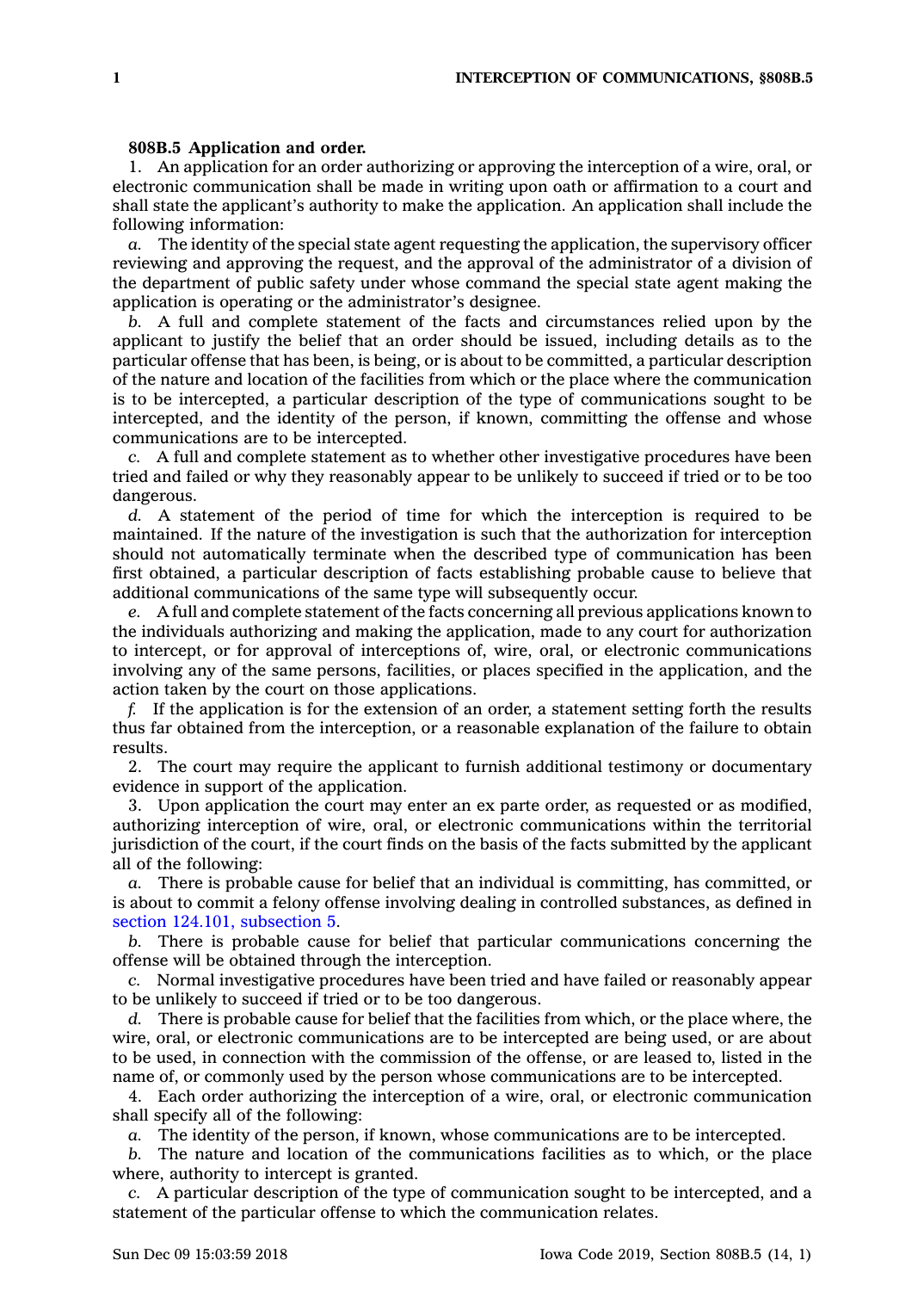**808B.5 Application and order.**

1. An application for an order authorizing or approving the interception of a wire, oral, or electronic communication shall be made in writing upon oath or affirmation to a court and shall state the applicant's authority to make the application. An application shall include the following information:

*a.* The identity of the special state agent requesting the application, the supervisory officer reviewing and approving the request, and the approval of the administrator of a division of the department of public safety under whose command the special state agent making the application is operating or the administrator's designee.

*b.* A full and complete statement of the facts and circumstances relied upon by the applicant to justify the belief that an order should be issued, including details as to the particular offense that has been, is being, or is about to be committed, a particular description of the nature and location of the facilities from which or the place where the communication is to be intercepted, a particular description of the type of communications sought to be intercepted, and the identity of the person, if known, committing the offense and whose communications are to be intercepted.

*c.* A full and complete statement as to whether other investigative procedures have been tried and failed or why they reasonably appear to be unlikely to succeed if tried or to be too dangerous.

*d.* A statement of the period of time for which the interception is required to be maintained. If the nature of the investigation is such that the authorization for interception should not automatically terminate when the described type of communication has been first obtained, a particular description of facts establishing probable cause to believe that additional communications of the same type will subsequently occur.

*e.* A full and complete statement of the facts concerning all previous applications known to the individuals authorizing and making the application, made to any court for authorization to intercept, or for approval of interceptions of, wire, oral, or electronic communications involving any of the same persons, facilities, or places specified in the application, and the action taken by the court on those applications.

*f.* If the application is for the extension of an order, a statement setting forth the results thus far obtained from the interception, or a reasonable explanation of the failure to obtain results.

2. The court may require the applicant to furnish additional testimony or documentary evidence in support of the application.

3. Upon application the court may enter an ex parte order, as requested or as modified, authorizing interception of wire, oral, or electronic communications within the territorial jurisdiction of the court, if the court finds on the basis of the facts submitted by the applicant all of the following:

*a.* There is probable cause for belief that an individual is committing, has committed, or is about to commit a felony offense involving dealing in controlled substances, as defined in section 124.101, subsection 5.

*b.* There is probable cause for belief that particular communications concerning the offense will be obtained through the interception.

*c.* Normal investigative procedures have been tried and have failed or reasonably appear to be unlikely to succeed if tried or to be too dangerous.

*d.* There is probable cause for belief that the facilities from which, or the place where, the wire, oral, or electronic communications are to be intercepted are being used, or are about to be used, in connection with the commission of the offense, or are leased to, listed in the name of, or commonly used by the person whose communications are to be intercepted.

4. Each order authorizing the interception of a wire, oral, or electronic communication shall specify all of the following:

*a.* The identity of the person, if known, whose communications are to be intercepted.

*b.* The nature and location of the communications facilities as to which, or the place where, authority to intercept is granted.

*c.* A particular description of the type of communication sought to be intercepted, and a statement of the particular offense to which the communication relates.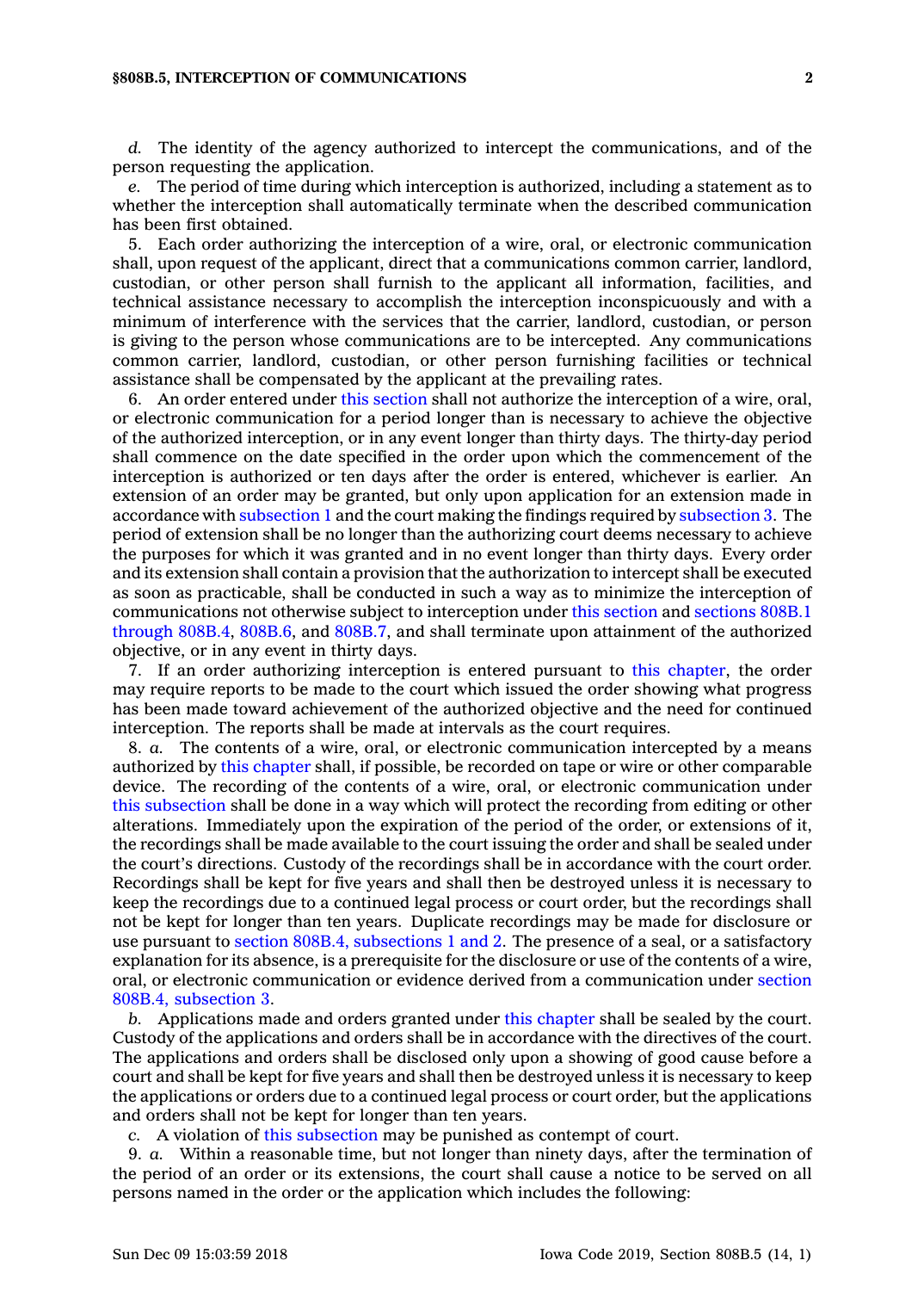*d.* The identity of the agency authorized to intercept the communications, and of the person requesting the application.

*e.* The period of time during which interception is authorized, including a statement as to whether the interception shall automatically terminate when the described communication has been first obtained.

5. Each order authorizing the interception of a wire, oral, or electronic communication shall, upon request of the applicant, direct that a communications common carrier, landlord, custodian, or other person shall furnish to the applicant all information, facilities, and technical assistance necessary to accomplish the interception inconspicuously and with a minimum of interference with the services that the carrier, landlord, custodian, or person is giving to the person whose communications are to be intercepted. Any communications common carrier, landlord, custodian, or other person furnishing facilities or technical assistance shall be compensated by the applicant at the prevailing rates.

6. An order entered under this section shall not authorize the interception of a wire, oral, or electronic communication for a period longer than is necessary to achieve the objective of the authorized interception, or in any event longer than thirty days. The thirty-day period shall commence on the date specified in the order upon which the commencement of the interception is authorized or ten days after the order is entered, whichever is earlier. An extension of an order may be granted, but only upon application for an extension made in accordance with subsection 1 and the court making the findings required by subsection 3. The period of extension shall be no longer than the authorizing court deems necessary to achieve the purposes for which it was granted and in no event longer than thirty days. Every order and its extension shall contain a provision that the authorization to intercept shall be executed as soon as practicable, shall be conducted in such a way as to minimize the interception of communications not otherwise subject to interception under this section and sections 808B.1 through 808B.4, 808B.6, and 808B.7, and shall terminate upon attainment of the authorized objective, or in any event in thirty days.

7. If an order authorizing interception is entered pursuant to this chapter, the order may require reports to be made to the court which issued the order showing what progress has been made toward achievement of the authorized objective and the need for continued interception. The reports shall be made at intervals as the court requires.

8. *a.* The contents of a wire, oral, or electronic communication intercepted by a means authorized by this chapter shall, if possible, be recorded on tape or wire or other comparable device. The recording of the contents of a wire, oral, or electronic communication under this subsection shall be done in a way which will protect the recording from editing or other alterations. Immediately upon the expiration of the period of the order, or extensions of it, the recordings shall be made available to the court issuing the order and shall be sealed under the court's directions. Custody of the recordings shall be in accordance with the court order. Recordings shall be kept for five years and shall then be destroyed unless it is necessary to keep the recordings due to a continued legal process or court order, but the recordings shall not be kept for longer than ten years. Duplicate recordings may be made for disclosure or use pursuant to section 808B.4, subsections 1 and 2. The presence of a seal, or a satisfactory explanation for its absence, is a prerequisite for the disclosure or use of the contents of a wire, oral, or electronic communication or evidence derived from a communication under section 808B.4, subsection 3.

*b.* Applications made and orders granted under this chapter shall be sealed by the court. Custody of the applications and orders shall be in accordance with the directives of the court. The applications and orders shall be disclosed only upon a showing of good cause before a court and shall be kept for five years and shall then be destroyed unless it is necessary to keep the applications or orders due to a continued legal process or court order, but the applications and orders shall not be kept for longer than ten years.

*c.* A violation of this subsection may be punished as contempt of court.

9. *a.* Within a reasonable time, but not longer than ninety days, after the termination of the period of an order or its extensions, the court shall cause a notice to be served on all persons named in the order or the application which includes the following: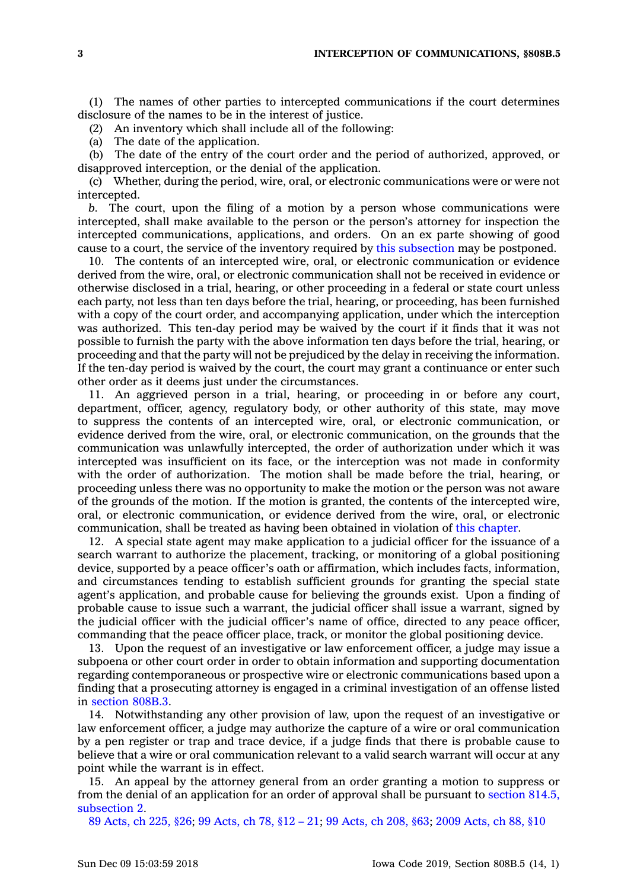(1) The names of other parties to intercepted communications if the court determines disclosure of the names to be in the interest of justice.

(2) An inventory which shall include all of the following:

(a) The date of the application.

(b) The date of the entry of the court order and the period of authorized, approved, or disapproved interception, or the denial of the application.

(c) Whether, during the period, wire, oral, or electronic communications were or were not intercepted.

*b.* The court, upon the filing of a motion by a person whose communications were intercepted, shall make available to the person or the person's attorney for inspection the intercepted communications, applications, and orders. On an ex parte showing of good cause to a court, the service of the inventory required by this subsection may be postponed.

10. The contents of an intercepted wire, oral, or electronic communication or evidence derived from the wire, oral, or electronic communication shall not be received in evidence or otherwise disclosed in a trial, hearing, or other proceeding in a federal or state court unless each party, not less than ten days before the trial, hearing, or proceeding, has been furnished with a copy of the court order, and accompanying application, under which the interception was authorized. This ten-day period may be waived by the court if it finds that it was not possible to furnish the party with the above information ten days before the trial, hearing, or proceeding and that the party will not be prejudiced by the delay in receiving the information. If the ten-day period is waived by the court, the court may grant a continuance or enter such other order as it deems just under the circumstances.

11. An aggrieved person in a trial, hearing, or proceeding in or before any court, department, officer, agency, regulatory body, or other authority of this state, may move to suppress the contents of an intercepted wire, oral, or electronic communication, or evidence derived from the wire, oral, or electronic communication, on the grounds that the communication was unlawfully intercepted, the order of authorization under which it was intercepted was insufficient on its face, or the interception was not made in conformity with the order of authorization. The motion shall be made before the trial, hearing, or proceeding unless there was no opportunity to make the motion or the person was not aware of the grounds of the motion. If the motion is granted, the contents of the intercepted wire, oral, or electronic communication, or evidence derived from the wire, oral, or electronic communication, shall be treated as having been obtained in violation of this chapter.

12. A special state agent may make application to a judicial officer for the issuance of a search warrant to authorize the placement, tracking, or monitoring of a global positioning device, supported by a peace officer's oath or affirmation, which includes facts, information, and circumstances tending to establish sufficient grounds for granting the special state agent's application, and probable cause for believing the grounds exist. Upon a finding of probable cause to issue such a warrant, the judicial officer shall issue a warrant, signed by the judicial officer with the judicial officer's name of office, directed to any peace officer, commanding that the peace officer place, track, or monitor the global positioning device.

13. Upon the request of an investigative or law enforcement officer, a judge may issue a subpoena or other court order in order to obtain information and supporting documentation regarding contemporaneous or prospective wire or electronic communications based upon a finding that a prosecuting attorney is engaged in a criminal investigation of an offense listed in section 808B.3.

14. Notwithstanding any other provision of law, upon the request of an investigative or law enforcement officer, a judge may authorize the capture of a wire or oral communication by a pen register or trap and trace device, if a judge finds that there is probable cause to believe that a wire or oral communication relevant to a valid search warrant will occur at any point while the warrant is in effect.

15. An appeal by the attorney general from an order granting a motion to suppress or from the denial of an application for an order of approval shall be pursuant to section 814.5, subsection 2.

89 Acts, ch 225, §26; 99 Acts, ch 78, §12 – 21; 99 Acts, ch 208, §63; 2009 Acts, ch 88, §10